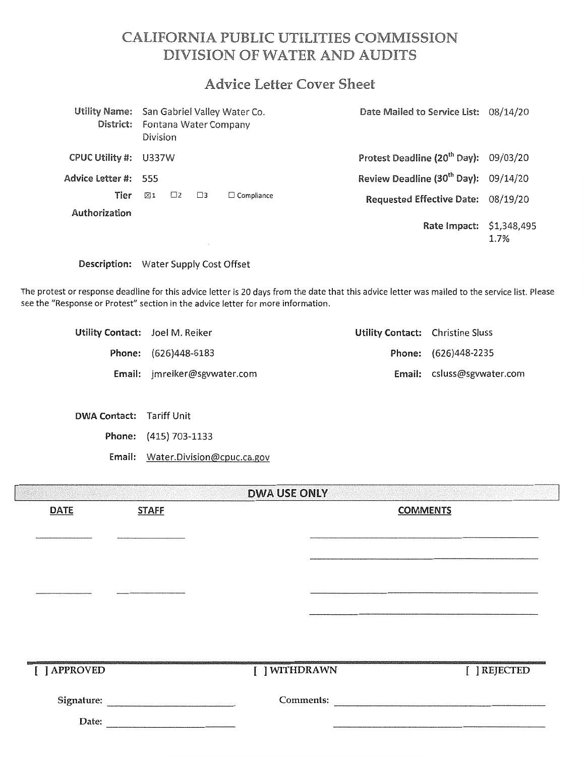# CALIFORNIA PUBLIC UTILITIES COMMISSION
# DIVISION OF WATER AND AUDITS

## Advice Letter Cover Sheet

| | | | |
|---|---|---|---|
| **Utility Name:** | San Gabriel Valley Water Co. | **Date Mailed to Service List:** | 08/14/20 |
| **District:** | Fontana Water Company Division | | |
| **CPUC Utility #:** | U337W | **Protest Deadline (20th Day):** | 09/03/20 |
| **Advice Letter #:** | 555 | **Review Deadline (30th Day):** | 09/14/20 |
| **Tier** | ☒1 ☐2 ☐3 ☐ Compliance | **Requested Effective Date:** | 08/19/20 |
| **Authorization** | | | |
| | | **Rate Impact:** | $1,348,495 1.7% |

**Description:** Water Supply Cost Offset

The protest or response deadline for this advice letter is 20 days from the date that this advice letter was mailed to the service list. Please see the "Response or Protest" section in the advice letter for more information.

| | | | |
|---|---|---|---|
| **Utility Contact:** | Joel M. Reiker | **Utility Contact:** | Christine Sluss |
| **Phone:** | (626)448-6183 | **Phone:** | (626)448-2235 |
| **Email:** | jmreiker@sgvwater.com | **Email:** | csluss@sgvwater.com |

**DWA Contact:** Tariff Unit

**Phone:** (415) 703-1133

**Email:** Water.Division@cpuc.ca.gov

### DWA USE ONLY

| DATE | STAFF | COMMENTS |
|---|---|---|
| | | |
| | | |

[ ] APPROVED    [ ] WITHDRAWN    [ ] REJECTED

Signature: ____________________    Comments: ____________________

Date: ____________________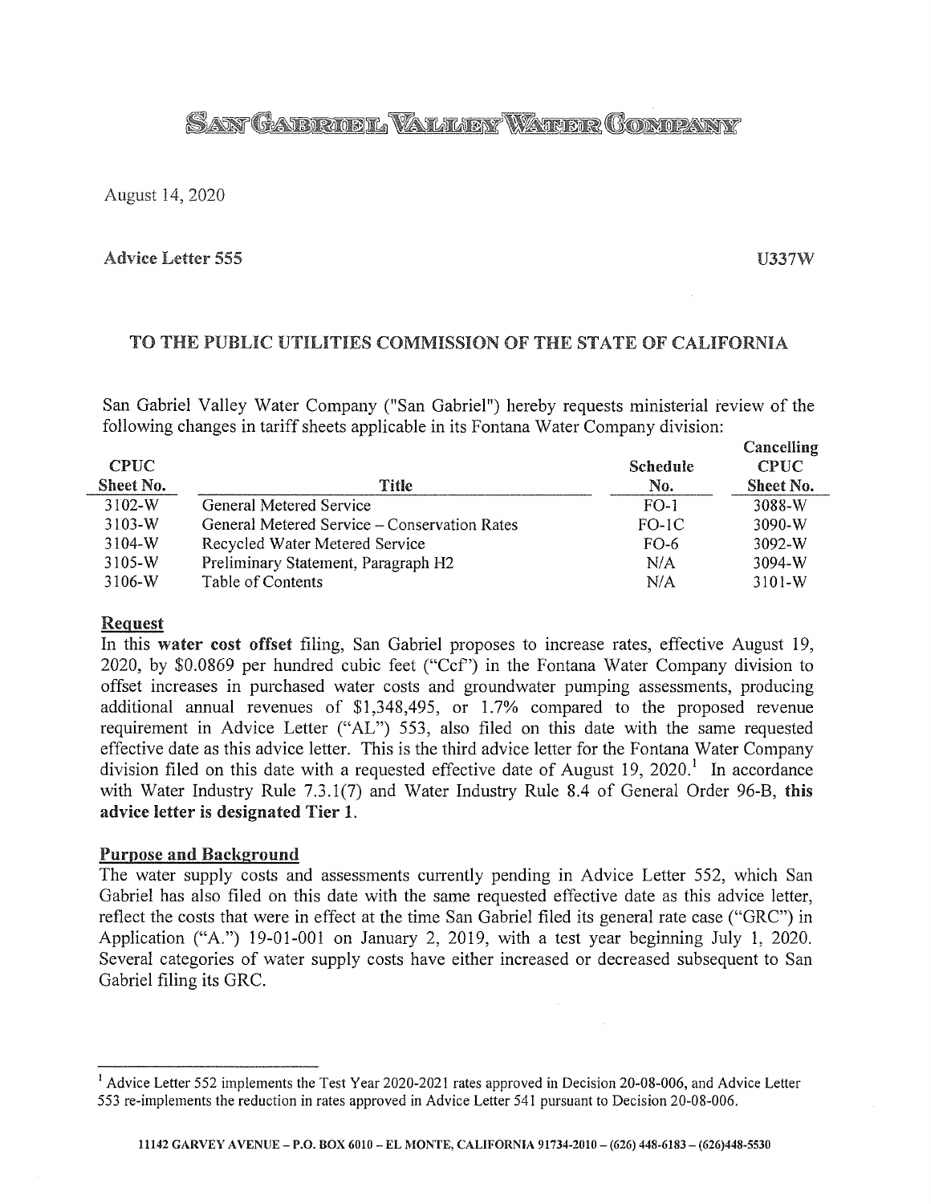# San Gabriel Valley Water Company

August 14, 2020

**Advice Letter 555** **U337W**

## TO THE PUBLIC UTILITIES COMMISSION OF THE STATE OF CALIFORNIA

San Gabriel Valley Water Company ("San Gabriel") hereby requests ministerial review of the following changes in tariff sheets applicable in its Fontana Water Company division:

| CPUC Sheet No. | Title | Schedule No. | Cancelling CPUC Sheet No. |
|---|---|---|---|
| 3102-W | General Metered Service | FO-1 | 3088-W |
| 3103-W | General Metered Service – Conservation Rates | FO-1C | 3090-W |
| 3104-W | Recycled Water Metered Service | FO-6 | 3092-W |
| 3105-W | Preliminary Statement, Paragraph H2 | N/A | 3094-W |
| 3106-W | Table of Contents | N/A | 3101-W |

### Request

In this **water cost offset** filing, San Gabriel proposes to increase rates, effective August 19, 2020, by $0.0869 per hundred cubic feet ("Ccf") in the Fontana Water Company division to offset increases in purchased water costs and groundwater pumping assessments, producing additional annual revenues of $1,348,495, or 1.7% compared to the proposed revenue requirement in Advice Letter ("AL") 553, also filed on this date with the same requested effective date as this advice letter. This is the third advice letter for the Fontana Water Company division filed on this date with a requested effective date of August 19, 2020.[1] In accordance with Water Industry Rule 7.3.1(7) and Water Industry Rule 8.4 of General Order 96-B, **this advice letter is designated Tier 1.**

### Purpose and Background

The water supply costs and assessments currently pending in Advice Letter 552, which San Gabriel has also filed on this date with the same requested effective date as this advice letter, reflect the costs that were in effect at the time San Gabriel filed its general rate case ("GRC") in Application ("A.") 19-01-001 on January 2, 2019, with a test year beginning July 1, 2020. Several categories of water supply costs have either increased or decreased subsequent to San Gabriel filing its GRC.

---

[1] Advice Letter 552 implements the Test Year 2020-2021 rates approved in Decision 20-08-006, and Advice Letter 553 re-implements the reduction in rates approved in Advice Letter 541 pursuant to Decision 20-08-006.

11142 GARVEY AVENUE – P.O. BOX 6010 – EL MONTE, CALIFORNIA 91734-2010 – (626) 448-6183 – (626)448-5530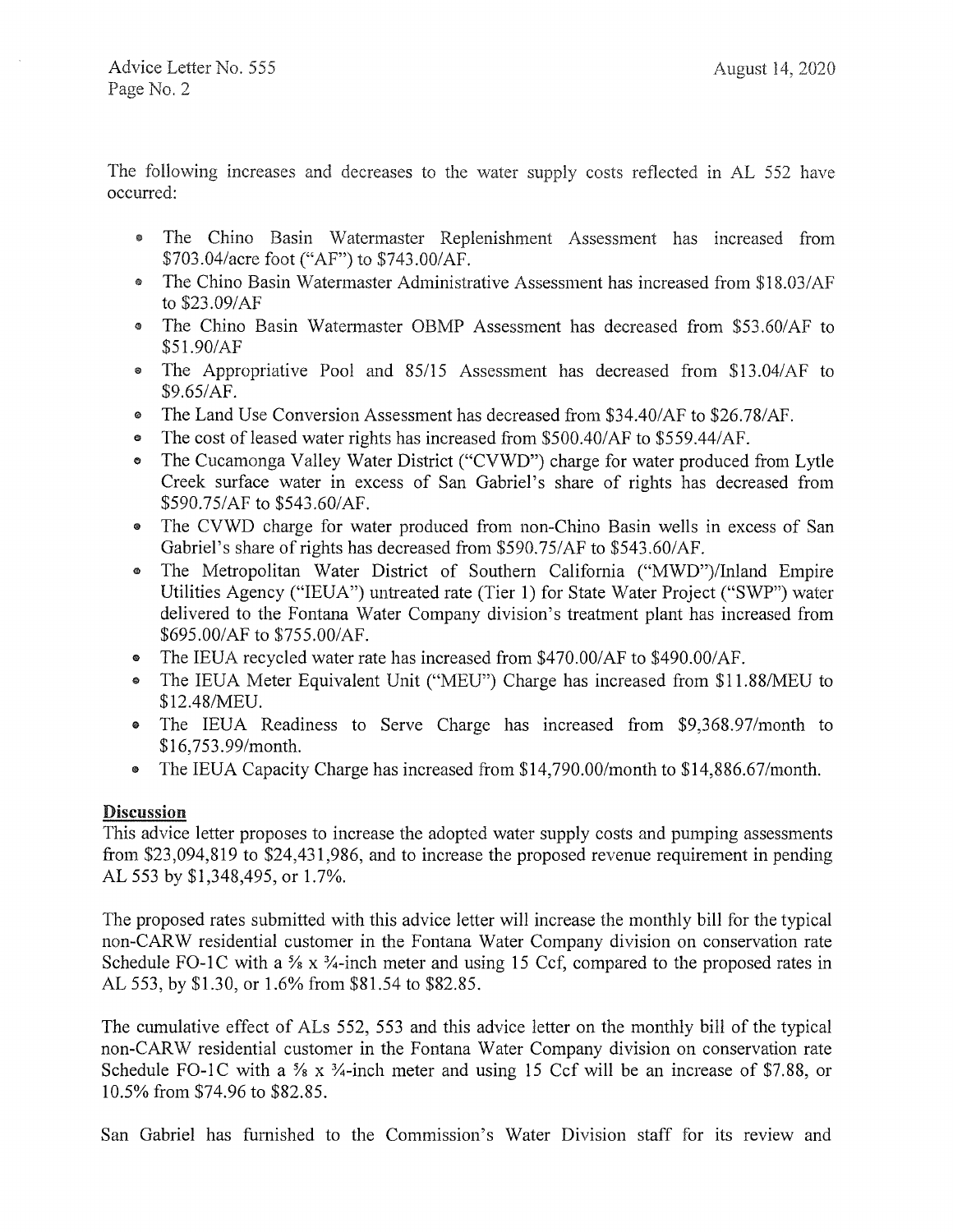The following increases and decreases to the water supply costs reflected in AL 552 have occurred:

- The Chino Basin Watermaster Replenishment Assessment has increased from $703.04/acre foot ("AF") to $743.00/AF.
- The Chino Basin Watermaster Administrative Assessment has increased from $18.03/AF to $23.09/AF
- The Chino Basin Watermaster OBMP Assessment has decreased from $53.60/AF to $51.90/AF
- The Appropriative Pool and 85/15 Assessment has decreased from $13.04/AF to $9.65/AF.
- The Land Use Conversion Assessment has decreased from $34.40/AF to $26.78/AF.
- The cost of leased water rights has increased from $500.40/AF to $559.44/AF.
- The Cucamonga Valley Water District ("CVWD") charge for water produced from Lytle Creek surface water in excess of San Gabriel's share of rights has decreased from $590.75/AF to $543.60/AF.
- The CVWD charge for water produced from non-Chino Basin wells in excess of San Gabriel's share of rights has decreased from $590.75/AF to $543.60/AF.
- The Metropolitan Water District of Southern California ("MWD")/Inland Empire Utilities Agency ("IEUA") untreated rate (Tier 1) for State Water Project ("SWP") water delivered to the Fontana Water Company division's treatment plant has increased from $695.00/AF to $755.00/AF.
- The IEUA recycled water rate has increased from $470.00/AF to $490.00/AF.
- The IEUA Meter Equivalent Unit ("MEU") Charge has increased from $11.88/MEU to $12.48/MEU.
- The IEUA Readiness to Serve Charge has increased from $9,368.97/month to $16,753.99/month.
- The IEUA Capacity Charge has increased from $14,790.00/month to $14,886.67/month.

**Discussion**

This advice letter proposes to increase the adopted water supply costs and pumping assessments from $23,094,819 to $24,431,986, and to increase the proposed revenue requirement in pending AL 553 by $1,348,495, or 1.7%.

The proposed rates submitted with this advice letter will increase the monthly bill for the typical non-CARW residential customer in the Fontana Water Company division on conservation rate Schedule FO-1C with a ⅝ x ¾-inch meter and using 15 Ccf, compared to the proposed rates in AL 553, by $1.30, or 1.6% from $81.54 to $82.85.

The cumulative effect of ALs 552, 553 and this advice letter on the monthly bill of the typical non-CARW residential customer in the Fontana Water Company division on conservation rate Schedule FO-1C with a ⅝ x ¾-inch meter and using 15 Ccf will be an increase of $7.88, or 10.5% from $74.96 to $82.85.

San Gabriel has furnished to the Commission's Water Division staff for its review and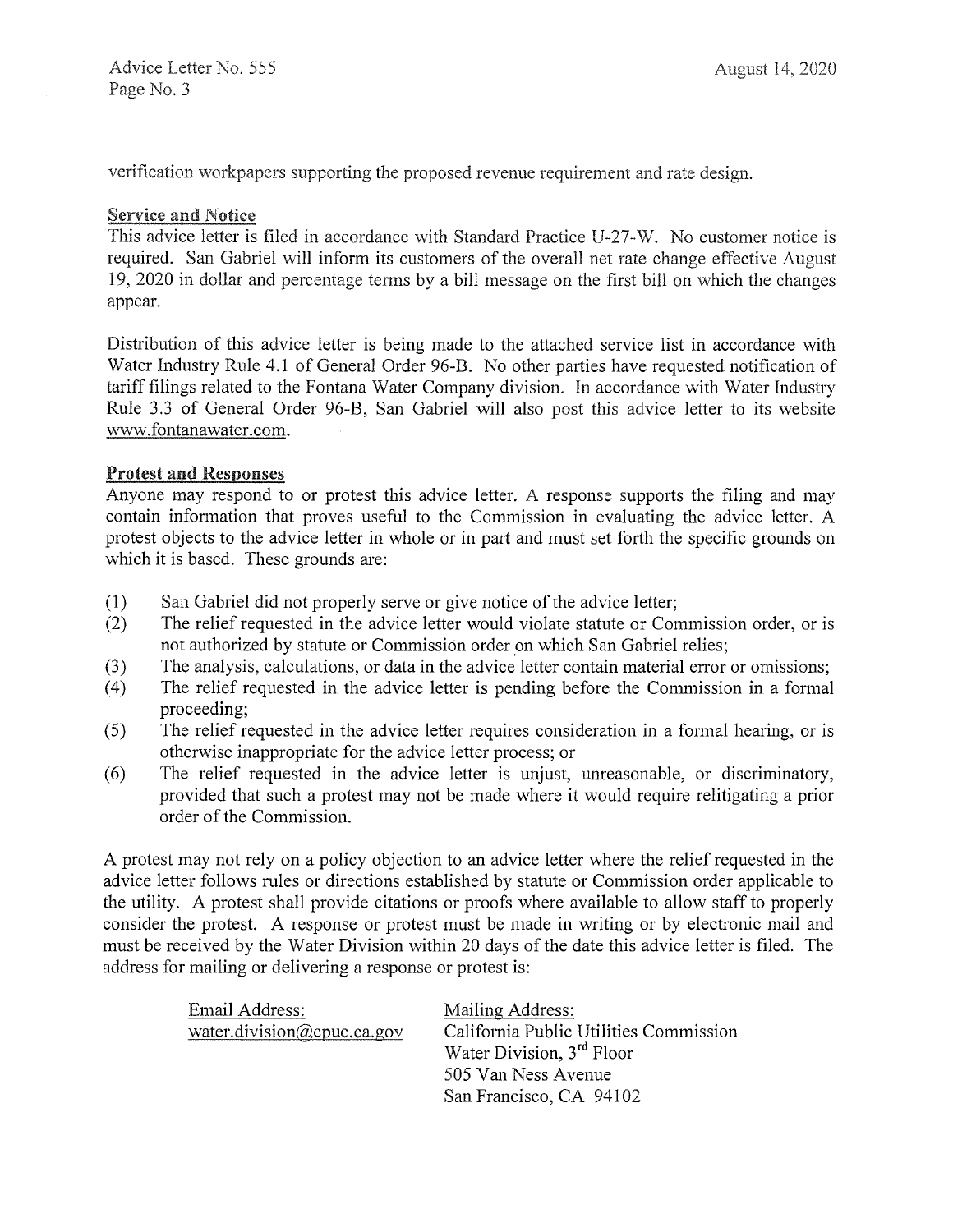verification workpapers supporting the proposed revenue requirement and rate design.

**Service and Notice**

This advice letter is filed in accordance with Standard Practice U-27-W. No customer notice is required. San Gabriel will inform its customers of the overall net rate change effective August 19, 2020 in dollar and percentage terms by a bill message on the first bill on which the changes appear.

Distribution of this advice letter is being made to the attached service list in accordance with Water Industry Rule 4.1 of General Order 96-B. No other parties have requested notification of tariff filings related to the Fontana Water Company division. In accordance with Water Industry Rule 3.3 of General Order 96-B, San Gabriel will also post this advice letter to its website www.fontanawater.com.

**Protest and Responses**

Anyone may respond to or protest this advice letter. A response supports the filing and may contain information that proves useful to the Commission in evaluating the advice letter. A protest objects to the advice letter in whole or in part and must set forth the specific grounds on which it is based. These grounds are:

(1) San Gabriel did not properly serve or give notice of the advice letter;

(2) The relief requested in the advice letter would violate statute or Commission order, or is not authorized by statute or Commission order on which San Gabriel relies;

(3) The analysis, calculations, or data in the advice letter contain material error or omissions;

(4) The relief requested in the advice letter is pending before the Commission in a formal proceeding;

(5) The relief requested in the advice letter requires consideration in a formal hearing, or is otherwise inappropriate for the advice letter process; or

(6) The relief requested in the advice letter is unjust, unreasonable, or discriminatory, provided that such a protest may not be made where it would require relitigating a prior order of the Commission.

A protest may not rely on a policy objection to an advice letter where the relief requested in the advice letter follows rules or directions established by statute or Commission order applicable to the utility. A protest shall provide citations or proofs where available to allow staff to properly consider the protest. A response or protest must be made in writing or by electronic mail and must be received by the Water Division within 20 days of the date this advice letter is filed. The address for mailing or delivering a response or protest is:

| Email Address: | Mailing Address: |
|---|---|
| water.division@cpuc.ca.gov | California Public Utilities Commission |
| | Water Division, 3rd Floor |
| | 505 Van Ness Avenue |
| | San Francisco, CA 94102 |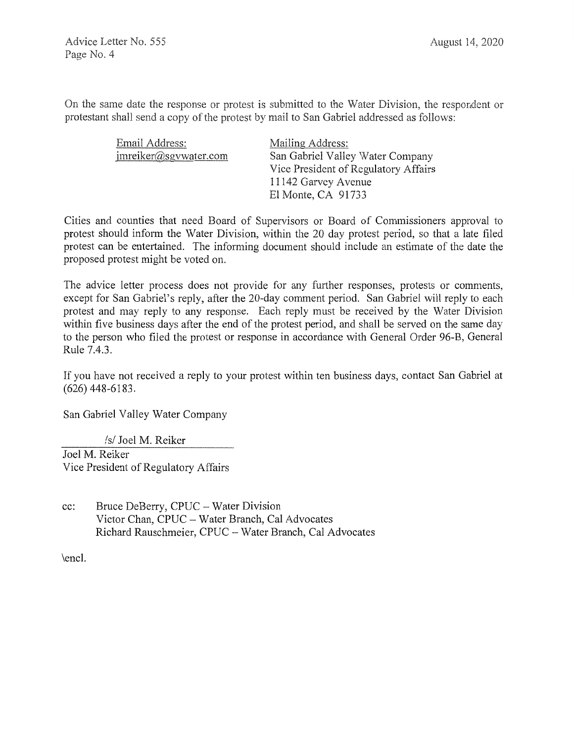On the same date the response or protest is submitted to the Water Division, the respondent or protestant shall send a copy of the protest by mail to San Gabriel addressed as follows:

| Email Address: | Mailing Address: |
| --- | --- |
| jmreiker@sgvwater.com | San Gabriel Valley Water Company<br>Vice President of Regulatory Affairs<br>11142 Garvey Avenue<br>El Monte, CA 91733 |

Cities and counties that need Board of Supervisors or Board of Commissioners approval to protest should inform the Water Division, within the 20 day protest period, so that a late filed protest can be entertained. The informing document should include an estimate of the date the proposed protest might be voted on.

The advice letter process does not provide for any further responses, protests or comments, except for San Gabriel's reply, after the 20-day comment period. San Gabriel will reply to each protest and may reply to any response. Each reply must be received by the Water Division within five business days after the end of the protest period, and shall be served on the same day to the person who filed the protest or response in accordance with General Order 96-B, General Rule 7.4.3.

If you have not received a reply to your protest within ten business days, contact San Gabriel at (626) 448-6183.

San Gabriel Valley Water Company

/s/ Joel M. Reiker

Joel M. Reiker
Vice President of Regulatory Affairs

cc: Bruce DeBerry, CPUC – Water Division
Victor Chan, CPUC – Water Branch, Cal Advocates
Richard Rauschmeier, CPUC – Water Branch, Cal Advocates

\encl.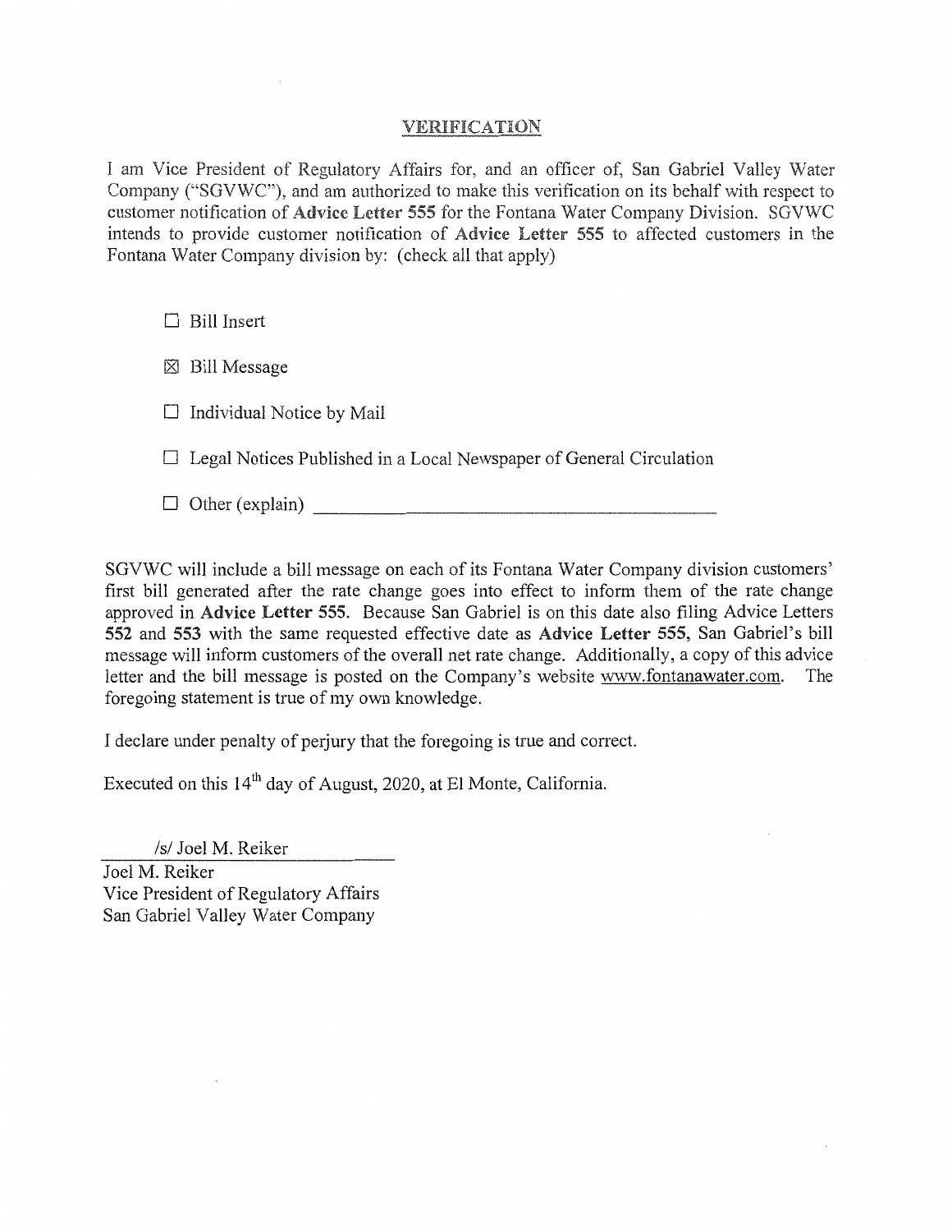## VERIFICATION

I am Vice President of Regulatory Affairs for, and an officer of, San Gabriel Valley Water Company ("SGVWC"), and am authorized to make this verification on its behalf with respect to customer notification of **Advice Letter 555** for the Fontana Water Company Division. SGVWC intends to provide customer notification of **Advice Letter 555** to affected customers in the Fontana Water Company division by: (check all that apply)

- ☐ Bill Insert
- ☒ Bill Message
- ☐ Individual Notice by Mail
- ☐ Legal Notices Published in a Local Newspaper of General Circulation
- ☐ Other (explain) ______________________________

SGVWC will include a bill message on each of its Fontana Water Company division customers' first bill generated after the rate change goes into effect to inform them of the rate change approved in **Advice Letter 555**. Because San Gabriel is on this date also filing Advice Letters **552** and **553** with the same requested effective date as **Advice Letter 555**, San Gabriel's bill message will inform customers of the overall net rate change. Additionally, a copy of this advice letter and the bill message is posted on the Company's website www.fontanawater.com. The foregoing statement is true of my own knowledge.

I declare under penalty of perjury that the foregoing is true and correct.

Executed on this 14th day of August, 2020, at El Monte, California.

/s/ Joel M. Reiker

Joel M. Reiker
Vice President of Regulatory Affairs
San Gabriel Valley Water Company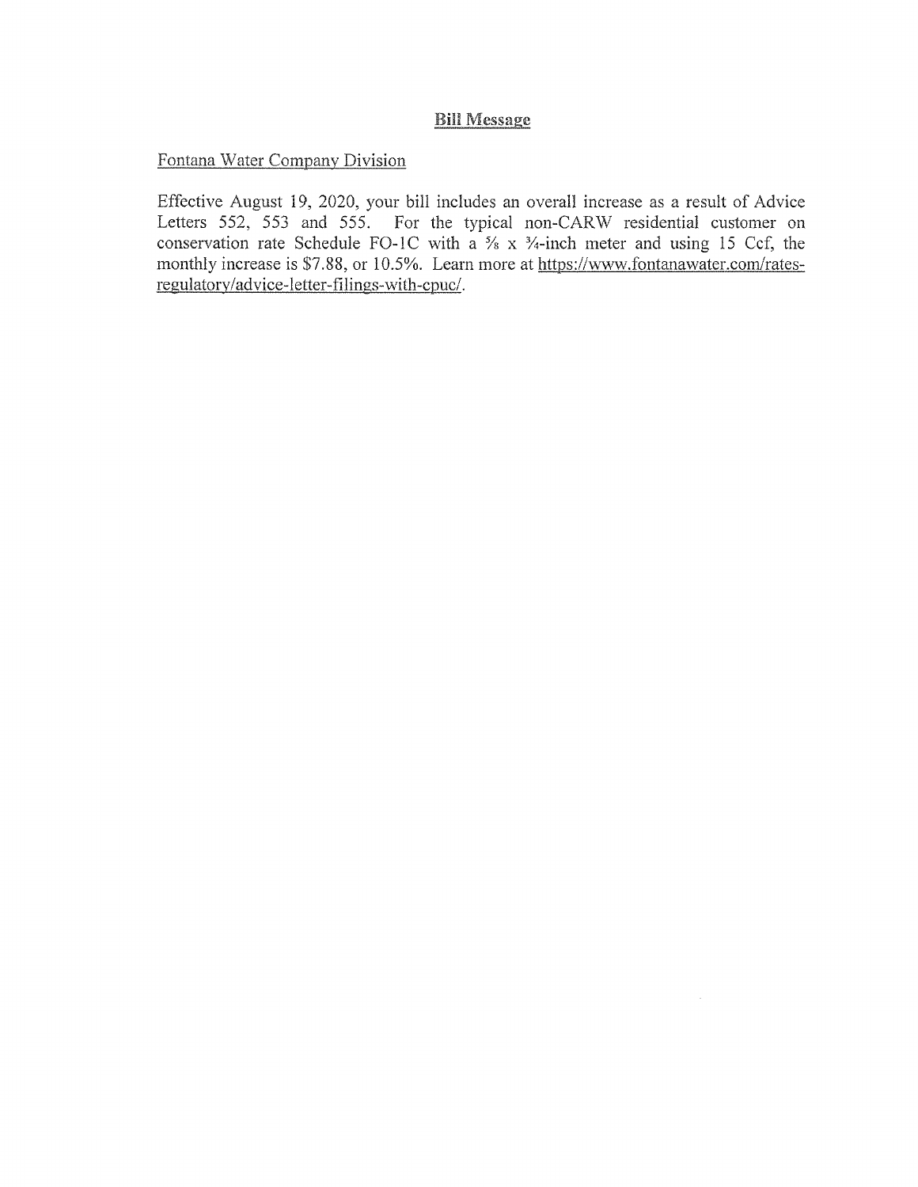## **Bill Message**

Fontana Water Company Division

Effective August 19, 2020, your bill includes an overall increase as a result of Advice Letters 552, 553 and 555. For the typical non-CARW residential customer on conservation rate Schedule FO-1C with a ⅝ x ¾-inch meter and using 15 Ccf, the monthly increase is $7.88, or 10.5%. Learn more at https://www.fontanawater.com/rates-regulatory/advice-letter-filings-with-cpuc/.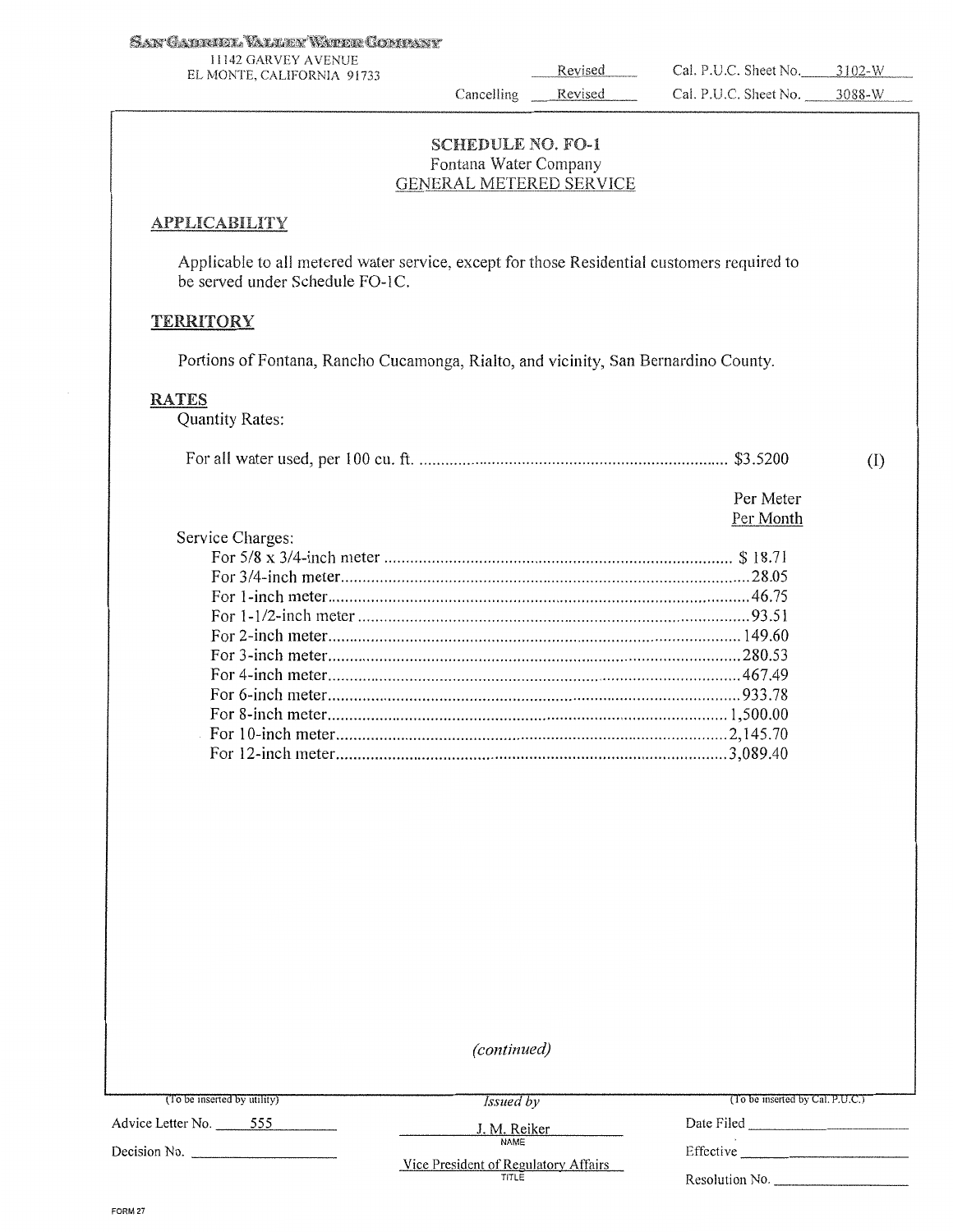SAN GABRIEL VALLEY WATER COMPANY
11142 GARVEY AVENUE
EL MONTE, CALIFORNIA 91733

Revised Cal. P.U.C. Sheet No. 3102-W
Cancelling Revised Cal. P.U.C. Sheet No. 3088-W

## SCHEDULE NO. FO-1
Fontana Water Company
GENERAL METERED SERVICE

### APPLICABILITY

Applicable to all metered water service, except for those Residential customers required to be served under Schedule FO-1C.

### TERRITORY

Portions of Fontana, Rancho Cucamonga, Rialto, and vicinity, San Bernardino County.

### RATES

Quantity Rates:

| | | |
|---|---|---|
| For all water used, per 100 cu. ft. | $3.5200 | (I) |

Service Charges:

| | Per Meter Per Month |
|---|---|
| For 5/8 x 3/4-inch meter | $ 18.71 |
| For 3/4-inch meter | 28.05 |
| For 1-inch meter | 46.75 |
| For 1-1/2-inch meter | 93.51 |
| For 2-inch meter | 149.60 |
| For 3-inch meter | 280.53 |
| For 4-inch meter | 467.49 |
| For 6-inch meter | 933.78 |
| For 8-inch meter | 1,500.00 |
| For 10-inch meter | 2,145.70 |
| For 12-inch meter | 3,089.40 |

*(continued)*

| (To be inserted by utility) | Issued by | (To be inserted by Cal. P.U.C.) |
|---|---|---|
| Advice Letter No. 555 | J. M. Reiker (NAME) | Date Filed |
| Decision No. | Vice President of Regulatory Affairs (TITLE) | Effective |
| | | Resolution No. |

FORM 27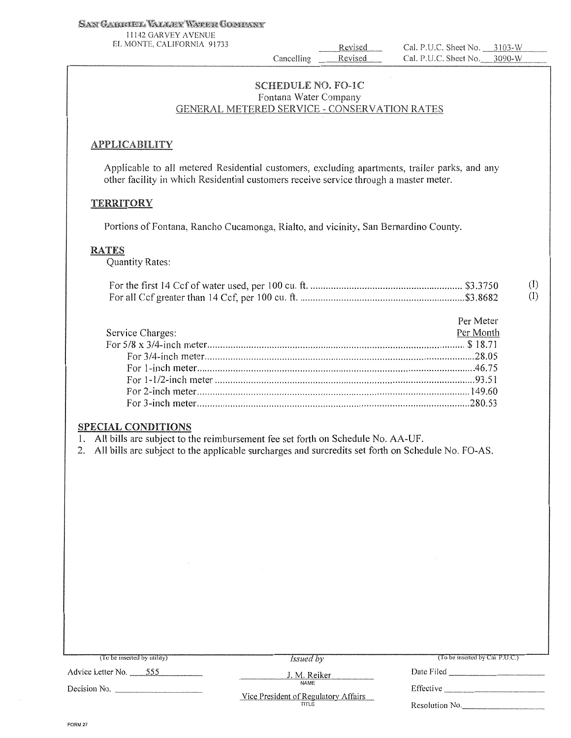SAN GABRIEL VALLEY WATER COMPANY
11142 GARVEY AVENUE
EL MONTE, CALIFORNIA 91733

| | | | |
|---|---|---|---|
| | Revised | Cal. P.U.C. Sheet No. | 3103-W |
| Cancelling | Revised | Cal. P.U.C. Sheet No. | 3090-W |

## SCHEDULE NO. FO-1C
Fontana Water Company
GENERAL METERED SERVICE - CONSERVATION RATES

### APPLICABILITY

Applicable to all metered Residential customers, excluding apartments, trailer parks, and any other facility in which Residential customers receive service through a master meter.

### TERRITORY

Portions of Fontana, Rancho Cucamonga, Rialto, and vicinity, San Bernardino County.

### RATES

Quantity Rates:

| | | |
|---|---|---|
| For the first 14 Ccf of water used, per 100 cu. ft. | $3.3750 | (I) |
| For all Ccf greater than 14 Ccf, per 100 cu. ft. | $3.8682 | (I) |

| Service Charges: | Per Meter Per Month |
|---|---|
| For 5/8 x 3/4-inch meter | $ 18.71 |
| For 3/4-inch meter | 28.05 |
| For 1-inch meter | 46.75 |
| For 1-1/2-inch meter | 93.51 |
| For 2-inch meter | 149.60 |
| For 3-inch meter | 280.53 |

### SPECIAL CONDITIONS

1. All bills are subject to the reimbursement fee set forth on Schedule No. AA-UF.
2. All bills are subject to the applicable surcharges and surcredits set forth on Schedule No. FO-AS.

| (To be inserted by utility) | *Issued by* | (To be inserted by Cal. P.U.C.) |
|---|---|---|
| Advice Letter No. 555 | J. M. Reiker<br>NAME | Date Filed |
| Decision No. | Vice President of Regulatory Affairs<br>TITLE | Effective |
| | | Resolution No. |

FORM 27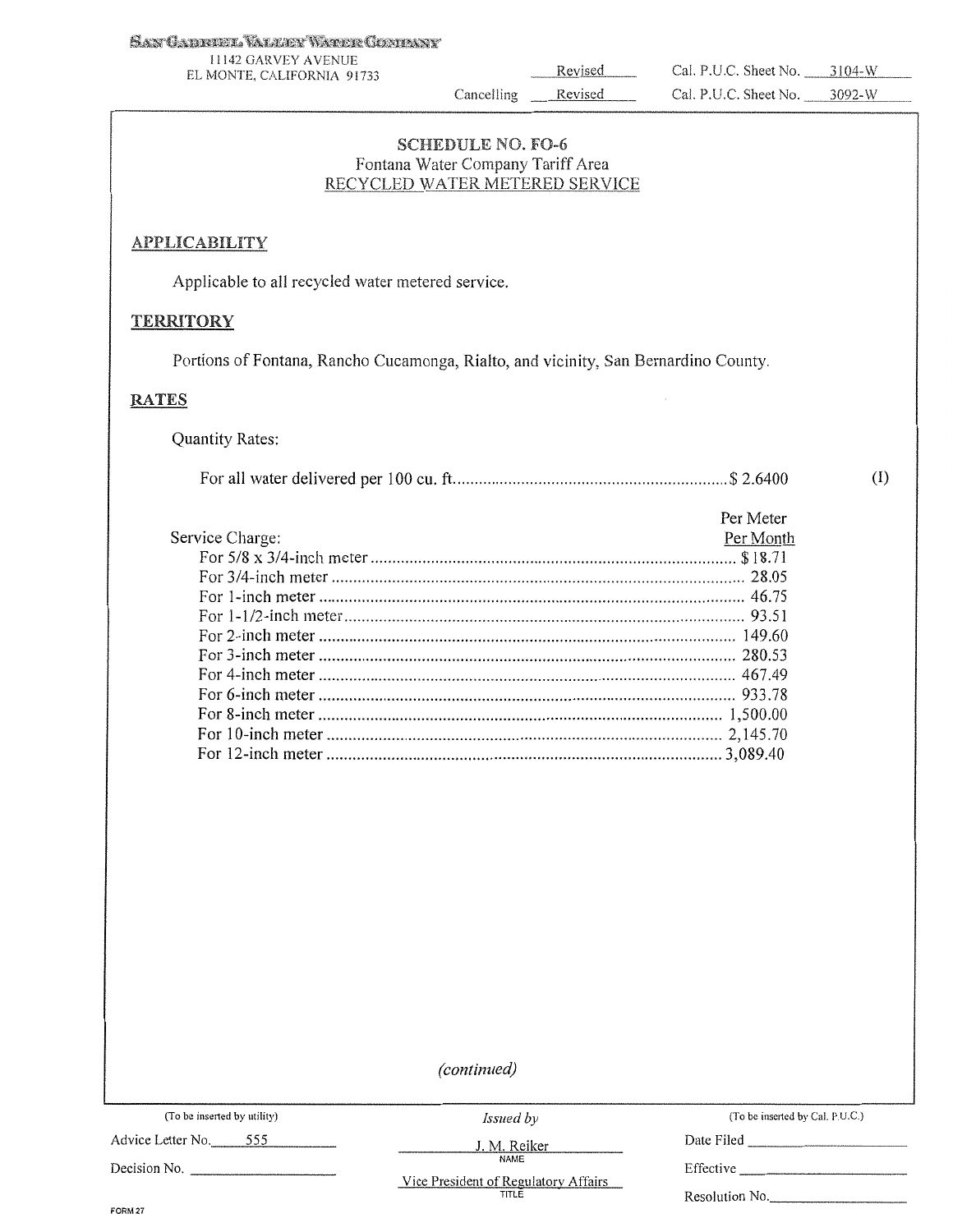SAN GABRIEL VALLEY WATER COMPANY
11142 GARVEY AVENUE
EL MONTE, CALIFORNIA 91733

Revised Cal. P.U.C. Sheet No. 3104-W
Cancelling Revised Cal. P.U.C. Sheet No. 3092-W

## SCHEDULE NO. FO-6
Fontana Water Company Tariff Area
RECYCLED WATER METERED SERVICE

### APPLICABILITY

Applicable to all recycled water metered service.

### TERRITORY

Portions of Fontana, Rancho Cucamonga, Rialto, and vicinity, San Bernardino County.

### RATES

Quantity Rates:

For all water delivered per 100 cu. ft. ........ $ 2.6400 (I)

| Service Charge: | Per Meter Per Month |
|---|---|
| For 5/8 x 3/4-inch meter | $ 18.71 |
| For 3/4-inch meter | 28.05 |
| For 1-inch meter | 46.75 |
| For 1-1/2-inch meter | 93.51 |
| For 2-inch meter | 149.60 |
| For 3-inch meter | 280.53 |
| For 4-inch meter | 467.49 |
| For 6-inch meter | 933.78 |
| For 8-inch meter | 1,500.00 |
| For 10-inch meter | 2,145.70 |
| For 12-inch meter | 3,089.40 |

*(continued)*

| (To be inserted by utility) | *Issued by* | (To be inserted by Cal. P.U.C.) |
|---|---|---|
| Advice Letter No. 555 | J. M. Reiker (NAME) | Date Filed |
| Decision No. | Vice President of Regulatory Affairs (TITLE) | Effective |
| | | Resolution No. |

FORM 27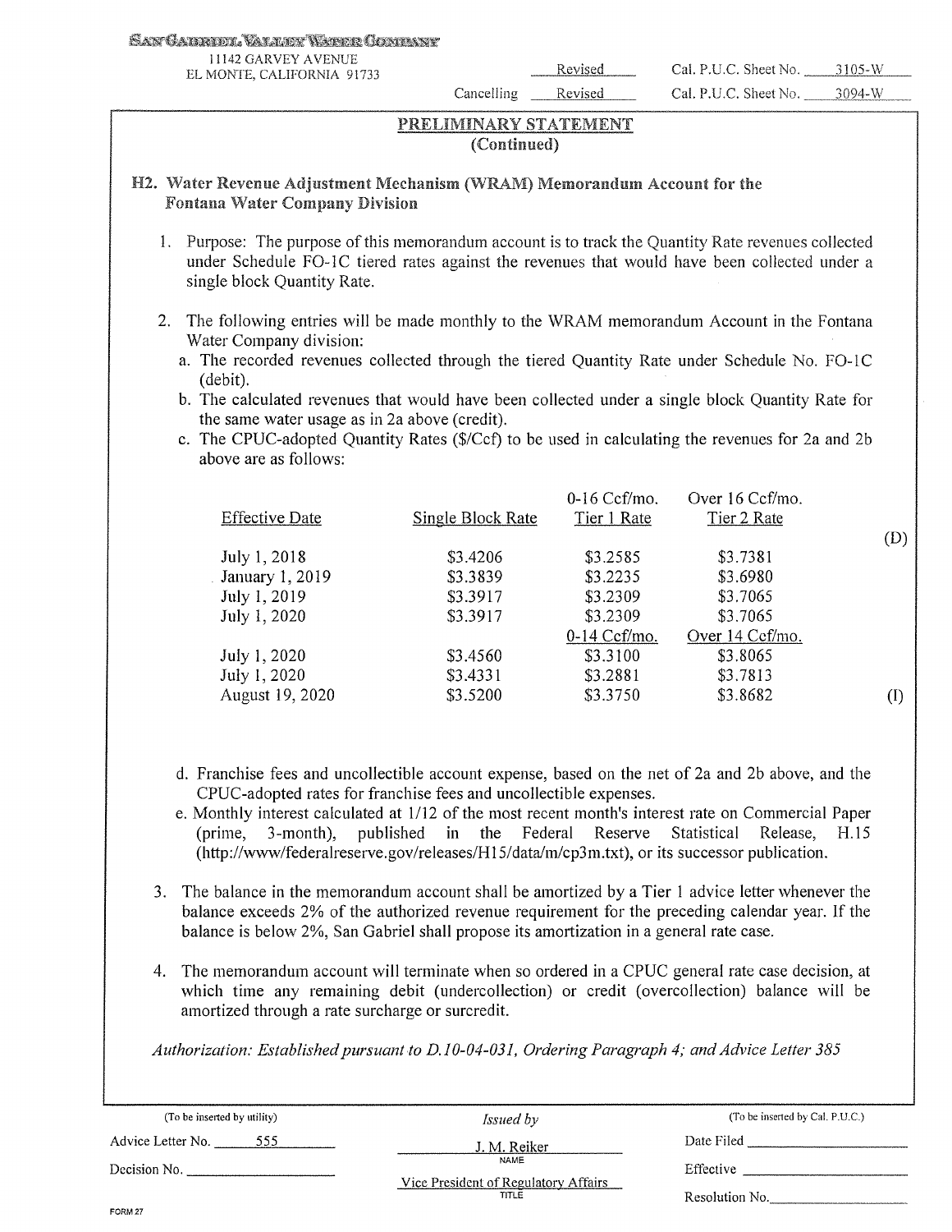SAN GABRIEL VALLEY WATER COMPANY
11142 GARVEY AVENUE
EL MONTE, CALIFORNIA 91733

Revised Cal. P.U.C. Sheet No. 3105-W
Cancelling Revised Cal. P.U.C. Sheet No. 3094-W

## PRELIMINARY STATEMENT
**(Continued)**

### H2. Water Revenue Adjustment Mechanism (WRAM) Memorandum Account for the Fontana Water Company Division

1. Purpose: The purpose of this memorandum account is to track the Quantity Rate revenues collected under Schedule FO-1C tiered rates against the revenues that would have been collected under a single block Quantity Rate.

2. The following entries will be made monthly to the WRAM memorandum Account in the Fontana Water Company division:
   a. The recorded revenues collected through the tiered Quantity Rate under Schedule No. FO-1C (debit).
   b. The calculated revenues that would have been collected under a single block Quantity Rate for the same water usage as in 2a above (credit).
   c. The CPUC-adopted Quantity Rates ($/Ccf) to be used in calculating the revenues for 2a and 2b above are as follows:

| Effective Date | Single Block Rate | 0-16 Ccf/mo. Tier 1 Rate | Over 16 Ccf/mo. Tier 2 Rate | |
|---|---|---|---|---|
| | | | | (D) |
| July 1, 2018 | $3.4206 | $3.2585 | $3.7381 | |
| January 1, 2019 | $3.3839 | $3.2235 | $3.6980 | |
| July 1, 2019 | $3.3917 | $3.2309 | $3.7065 | |
| July 1, 2020 | $3.3917 | $3.2309 | $3.7065 | |
| | | 0-14 Ccf/mo. | Over 14 Ccf/mo. | |
| July 1, 2020 | $3.4560 | $3.3100 | $3.8065 | |
| July 1, 2020 | $3.4331 | $3.2881 | $3.7813 | |
| August 19, 2020 | $3.5200 | $3.3750 | $3.8682 | (I) |

   d. Franchise fees and uncollectible account expense, based on the net of 2a and 2b above, and the CPUC-adopted rates for franchise fees and uncollectible expenses.
   e. Monthly interest calculated at 1/12 of the most recent month's interest rate on Commercial Paper (prime, 3-month), published in the Federal Reserve Statistical Release, H.15 (http://www/federalreserve.gov/releases/H15/data/m/cp3m.txt), or its successor publication.

3. The balance in the memorandum account shall be amortized by a Tier 1 advice letter whenever the balance exceeds 2% of the authorized revenue requirement for the preceding calendar year. If the balance is below 2%, San Gabriel shall propose its amortization in a general rate case.

4. The memorandum account will terminate when so ordered in a CPUC general rate case decision, at which time any remaining debit (undercollection) or credit (overcollection) balance will be amortized through a rate surcharge or surcredit.

*Authorization: Established pursuant to D.10-04-031, Ordering Paragraph 4; and Advice Letter 385*

| (To be inserted by utility) | Issued by | (To be inserted by Cal. P.U.C.) |
|---|---|---|
| Advice Letter No. 555 | J. M. Reiker (NAME) | Date Filed |
| Decision No. | Vice President of Regulatory Affairs (TITLE) | Effective |
| | | Resolution No. |

FORM 27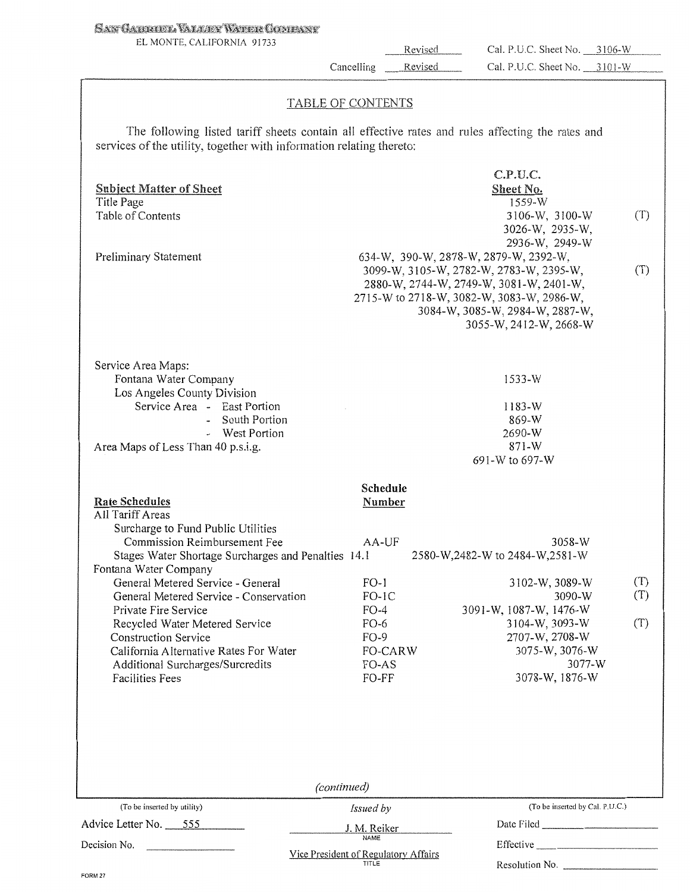SAN GABRIEL VALLEY WATER COMPANY
EL MONTE, CALIFORNIA 91733

| | | |
|---|---|---|
| | Revised | Cal. P.U.C. Sheet No. 3106-W |
| Cancelling | Revised | Cal. P.U.C. Sheet No. 3101-W |

## TABLE OF CONTENTS

The following listed tariff sheets contain all effective rates and rules affecting the rates and services of the utility, together with information relating thereto:

| **Subject Matter of Sheet** | | **C.P.U.C. Sheet No.** | |
|---|---|---|---|
| Title Page | | 1559-W | |
| Table of Contents | | 3106-W, 3100-W 3026-W, 2935-W, 2936-W, 2949-W | (T) |
| Preliminary Statement | | 634-W, 390-W, 2878-W, 2879-W, 2392-W, 3099-W, 3105-W, 2782-W, 2783-W, 2395-W, 2880-W, 2744-W, 2749-W, 3081-W, 2401-W, 2715-W to 2718-W, 3082-W, 3083-W, 2986-W, 3084-W, 3085-W, 2984-W, 2887-W, 3055-W, 2412-W, 2668-W | (T) |
| Service Area Maps: | | | |
| Fontana Water Company | | 1533-W | |
| Los Angeles County Division | | | |
| Service Area - East Portion | | 1183-W | |
| - South Portion | | 869-W | |
| - West Portion | | 2690-W | |
| Area Maps of Less Than 40 p.s.i.g. | | 871-W 691-W to 697-W | |
| **Rate Schedules** | **Schedule Number** | | |
| All Tariff Areas | | | |
| Surcharge to Fund Public Utilities Commission Reimbursement Fee | AA-UF | 3058-W | |
| Stages Water Shortage Surcharges and Penalties | 14.1 | 2580-W,2482-W to 2484-W,2581-W | |
| Fontana Water Company | | | |
| General Metered Service - General | FO-1 | 3102-W, 3089-W | (T) |
| General Metered Service - Conservation | FO-1C | 3090-W | (T) |
| Private Fire Service | FO-4 | 3091-W, 1087-W, 1476-W | |
| Recycled Water Metered Service | FO-6 | 3104-W, 3093-W | (T) |
| Construction Service | FO-9 | 2707-W, 2708-W | |
| California Alternative Rates For Water | FO-CARW | 3075-W, 3076-W | |
| Additional Surcharges/Surcredits | FO-AS | 3077-W | |
| Facilities Fees | FO-FF | 3078-W, 1876-W | |

*(continued)*

| (To be inserted by utility) | Issued by | (To be inserted by Cal. P.U.C.) |
|---|---|---|
| Advice Letter No. 555 | J. M. Reiker (NAME) | Date Filed |
| Decision No. | Vice President of Regulatory Affairs (TITLE) | Effective |
| | | Resolution No. |

FORM 27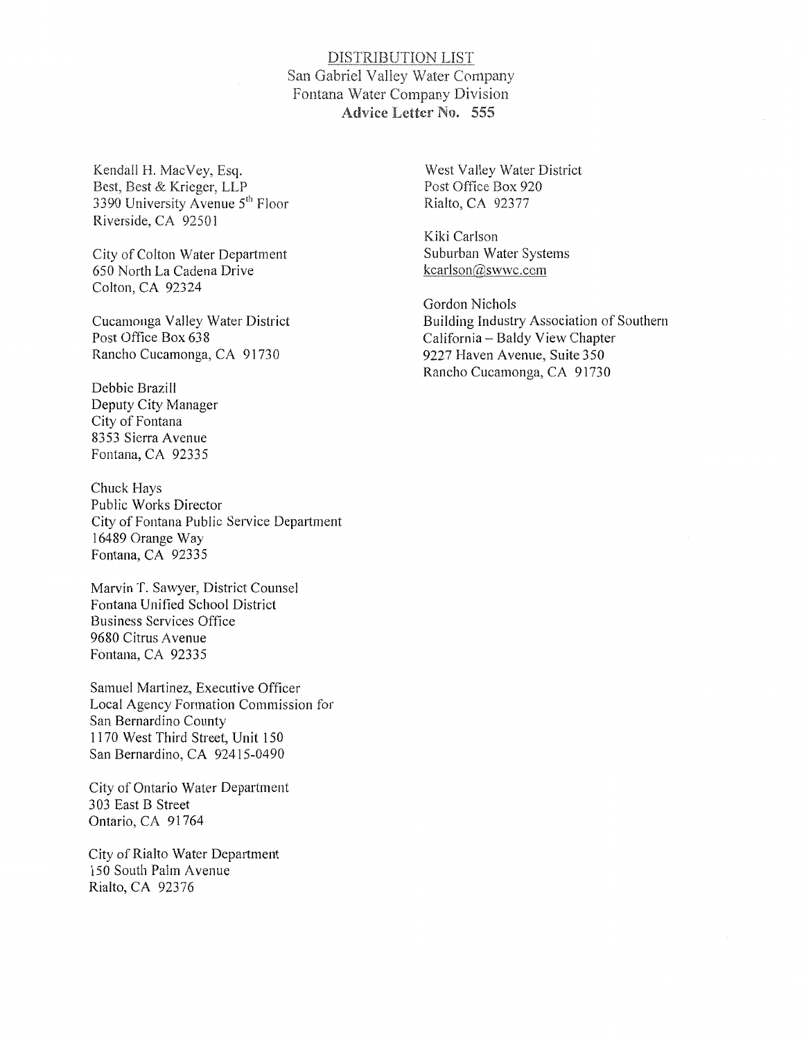DISTRIBUTION LIST
San Gabriel Valley Water Company
Fontana Water Company Division
**Advice Letter No. 555**

Kendall H. MacVey, Esq.
Best, Best & Krieger, LLP
3390 University Avenue 5th Floor
Riverside, CA 92501

City of Colton Water Department
650 North La Cadena Drive
Colton, CA 92324

Cucamonga Valley Water District
Post Office Box 638
Rancho Cucamonga, CA 91730

Debbie Brazill
Deputy City Manager
City of Fontana
8353 Sierra Avenue
Fontana, CA 92335

Chuck Hays
Public Works Director
City of Fontana Public Service Department
16489 Orange Way
Fontana, CA 92335

Marvin T. Sawyer, District Counsel
Fontana Unified School District
Business Services Office
9680 Citrus Avenue
Fontana, CA 92335

Samuel Martinez, Executive Officer
Local Agency Formation Commission for
San Bernardino County
1170 West Third Street, Unit 150
San Bernardino, CA 92415-0490

City of Ontario Water Department
303 East B Street
Ontario, CA 91764

City of Rialto Water Department
150 South Palm Avenue
Rialto, CA 92376

West Valley Water District
Post Office Box 920
Rialto, CA 92377

Kiki Carlson
Suburban Water Systems
kcarlson@swwc.com

Gordon Nichols
Building Industry Association of Southern
California – Baldy View Chapter
9227 Haven Avenue, Suite 350
Rancho Cucamonga, CA 91730